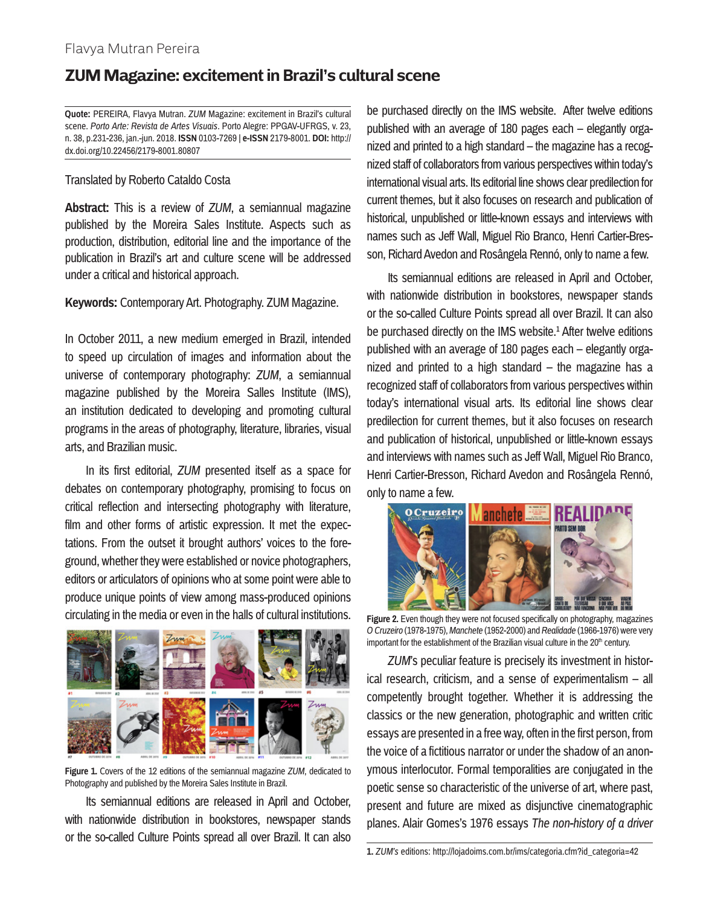Flavya Mutran Pereira

# ZUM Magazine: excitement in Brazil's cultural scene

**Quote:** PEREIRA, Flavya Mutran. *ZUM* Magazine: excitement in Brazil's cultural scene. *Porto Arte: Revista de Artes Visuais*. Porto Alegre: PPGAV-UFRGS, v. 23, n. 38, p.231-236, jan.-jun. 2018. **ISSN** 0103-7269 | **e-ISSN** 2179-8001. **DOI:** http://dx.doi.org/10.22456/2179-8001.80807

Translated by Roberto Cataldo Costa

**Abstract:** This is a review of *ZUM*, a semiannual magazine published by the Moreira Sales Institute. Aspects such as production, distribution, editorial line and the importance of the publication in Brazil's art and culture scene will be addressed under a critical and historical approach.

**Keywords:** Contemporary Art. Photography. ZUM Magazine.

In October 2011, a new medium emerged in Brazil, intended to speed up circulation of images and information about the universe of contemporary photography: *ZUM*, a semiannual magazine published by the Moreira Salles Institute (IMS), an institution dedicated to developing and promoting cultural programs in the areas of photography, literature, libraries, visual arts, and Brazilian music.

In its first editorial, *ZUM* presented itself as a space for debates on contemporary photography, promising to focus on critical reflection and intersecting photography with literature, film and other forms of artistic expression. It met the expectations. From the outset it brought authors' voices to the foreground, whether they were established or novice photographers, editors or articulators of opinions who at some point were able to produce unique points of view among mass-produced opinions circulating in the media or even in the halls of cultural institutions.

**Figure 1.** Covers of the 12 editions of the semiannual magazine *ZUM*, dedicated to Photography and published by the Moreira Sales Institute in Brazil.

Its semiannual editions are released in April and October, with nationwide distribution in bookstores, newspaper stands or the so-called Culture Points spread all over Brazil. It can also be purchased directly on the IMS website. After twelve editions published with an average of 180 pages each – elegantly organized and printed to a high standard – the magazine has a recognized staff of collaborators from various perspectives within today's international visual arts. Its editorial line shows clear predilection for current themes, but it also focuses on research and publication of historical, unpublished or little-known essays and interviews with names such as Jeff Wall, Miguel Rio Branco, Henri Cartier-Bresson, Richard Avedon and Rosângela Rennó, only to name a few.

Its semiannual editions are released in April and October, with nationwide distribution in bookstores, newspaper stands or the so-called Culture Points spread all over Brazil. It can also be purchased directly on the IMS website.[1] After twelve editions published with an average of 180 pages each – elegantly organized and printed to a high standard – the magazine has a recognized staff of collaborators from various perspectives within today's international visual arts. Its editorial line shows clear predilection for current themes, but it also focuses on research and publication of historical, unpublished or little-known essays and interviews with names such as Jeff Wall, Miguel Rio Branco, Henri Cartier-Bresson, Richard Avedon and Rosângela Rennó, only to name a few.

**Figure 2.** Even though they were not focused specifically on photography, magazines *O Cruzeiro* (1978-1975), *Manchete* (1952-2000) and *Realidade* (1966-1976) were very important for the establishment of the Brazilian visual culture in the 20th century.

*ZUM*'s peculiar feature is precisely its investment in historical research, criticism, and a sense of experimentalism – all competently brought together. Whether it is addressing the classics or the new generation, photographic and written critic essays are presented in a free way, often in the first person, from the voice of a fictitious narrator or under the shadow of an anonymous interlocutor. Formal temporalities are conjugated in the poetic sense so characteristic of the universe of art, where past, present and future are mixed as disjunctive cinematographic planes. Alair Gomes's 1976 essays *The non-history of a driver*

1. *ZUM's* editions: http://lojadoims.com.br/ims/categoria.cfm?id_categoria=42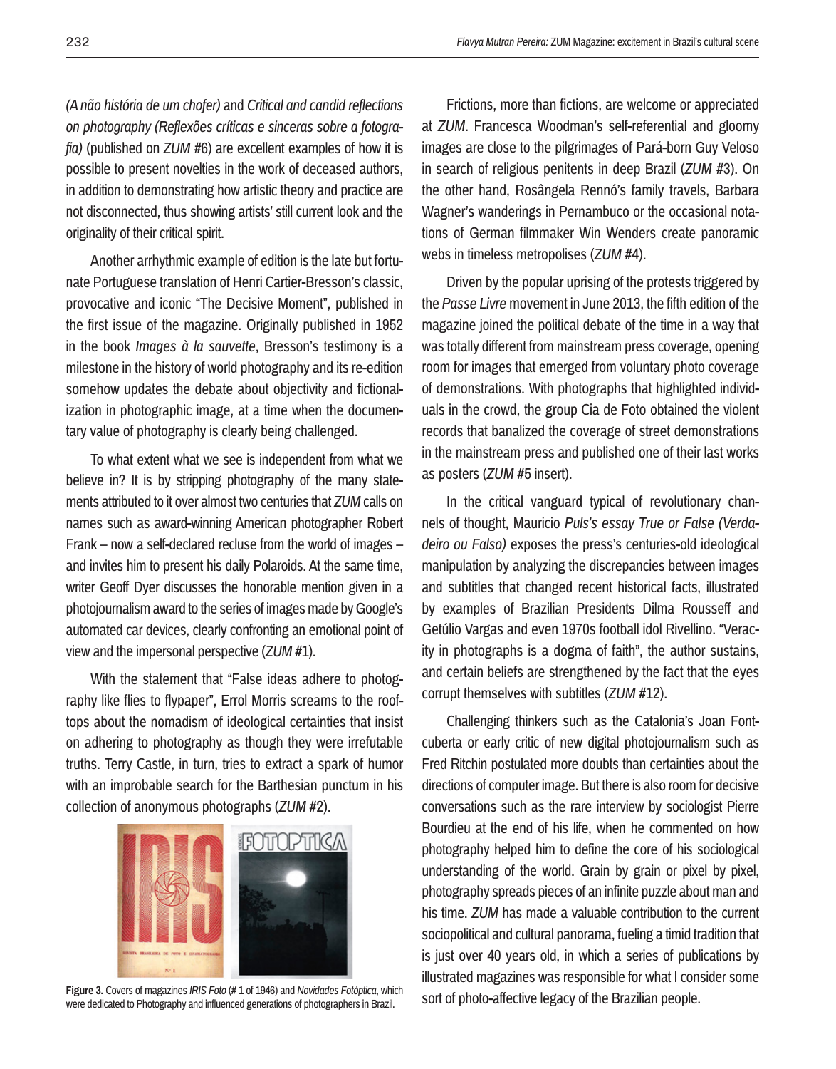*(A não história de um chofer)* and *Critical and candid reflections on photography (Reflexões críticas e sinceras sobre a fotografia)* (published on *ZUM* #6) are excellent examples of how it is possible to present novelties in the work of deceased authors, in addition to demonstrating how artistic theory and practice are not disconnected, thus showing artists' still current look and the originality of their critical spirit.

Another arrhythmic example of edition is the late but fortunate Portuguese translation of Henri Cartier-Bresson's classic, provocative and iconic "The Decisive Moment", published in the first issue of the magazine. Originally published in 1952 in the book *Images à la sauvette*, Bresson's testimony is a milestone in the history of world photography and its re-edition somehow updates the debate about objectivity and fictionalization in photographic image, at a time when the documentary value of photography is clearly being challenged.

To what extent what we see is independent from what we believe in? It is by stripping photography of the many statements attributed to it over almost two centuries that *ZUM* calls on names such as award-winning American photographer Robert Frank – now a self-declared recluse from the world of images – and invites him to present his daily Polaroids. At the same time, writer Geoff Dyer discusses the honorable mention given in a photojournalism award to the series of images made by Google's automated car devices, clearly confronting an emotional point of view and the impersonal perspective (*ZUM* #1).

With the statement that "False ideas adhere to photography like flies to flypaper", Errol Morris screams to the rooftops about the nomadism of ideological certainties that insist on adhering to photography as though they were irrefutable truths. Terry Castle, in turn, tries to extract a spark of humor with an improbable search for the Barthesian punctum in his collection of anonymous photographs (*ZUM* #2).

**Figure 3.** Covers of magazines *IRIS Foto* (# 1 of 1946) and *Novidades Fotóptica*, which were dedicated to Photography and influenced generations of photographers in Brazil.

Frictions, more than fictions, are welcome or appreciated at *ZUM*. Francesca Woodman's self-referential and gloomy images are close to the pilgrimages of Pará-born Guy Veloso in search of religious penitents in deep Brazil (*ZUM* #3). On the other hand, Rosângela Rennó's family travels, Barbara Wagner's wanderings in Pernambuco or the occasional notations of German filmmaker Win Wenders create panoramic webs in timeless metropolises (*ZUM* #4).

Driven by the popular uprising of the protests triggered by the *Passe Livre* movement in June 2013, the fifth edition of the magazine joined the political debate of the time in a way that was totally different from mainstream press coverage, opening room for images that emerged from voluntary photo coverage of demonstrations. With photographs that highlighted individuals in the crowd, the group Cia de Foto obtained the violent records that banalized the coverage of street demonstrations in the mainstream press and published one of their last works as posters (*ZUM* #5 insert).

In the critical vanguard typical of revolutionary channels of thought, Mauricio *Puls's essay True or False (Verdadeiro ou Falso)* exposes the press's centuries-old ideological manipulation by analyzing the discrepancies between images and subtitles that changed recent historical facts, illustrated by examples of Brazilian Presidents Dilma Rousseff and Getúlio Vargas and even 1970s football idol Rivellino. "Veracity in photographs is a dogma of faith", the author sustains, and certain beliefs are strengthened by the fact that the eyes corrupt themselves with subtitles (*ZUM* #12).

Challenging thinkers such as the Catalonia's Joan Fontcuberta or early critic of new digital photojournalism such as Fred Ritchin postulated more doubts than certainties about the directions of computer image. But there is also room for decisive conversations such as the rare interview by sociologist Pierre Bourdieu at the end of his life, when he commented on how photography helped him to define the core of his sociological understanding of the world. Grain by grain or pixel by pixel, photography spreads pieces of an infinite puzzle about man and his time. *ZUM* has made a valuable contribution to the current sociopolitical and cultural panorama, fueling a timid tradition that is just over 40 years old, in which a series of publications by illustrated magazines was responsible for what I consider some sort of photo-affective legacy of the Brazilian people.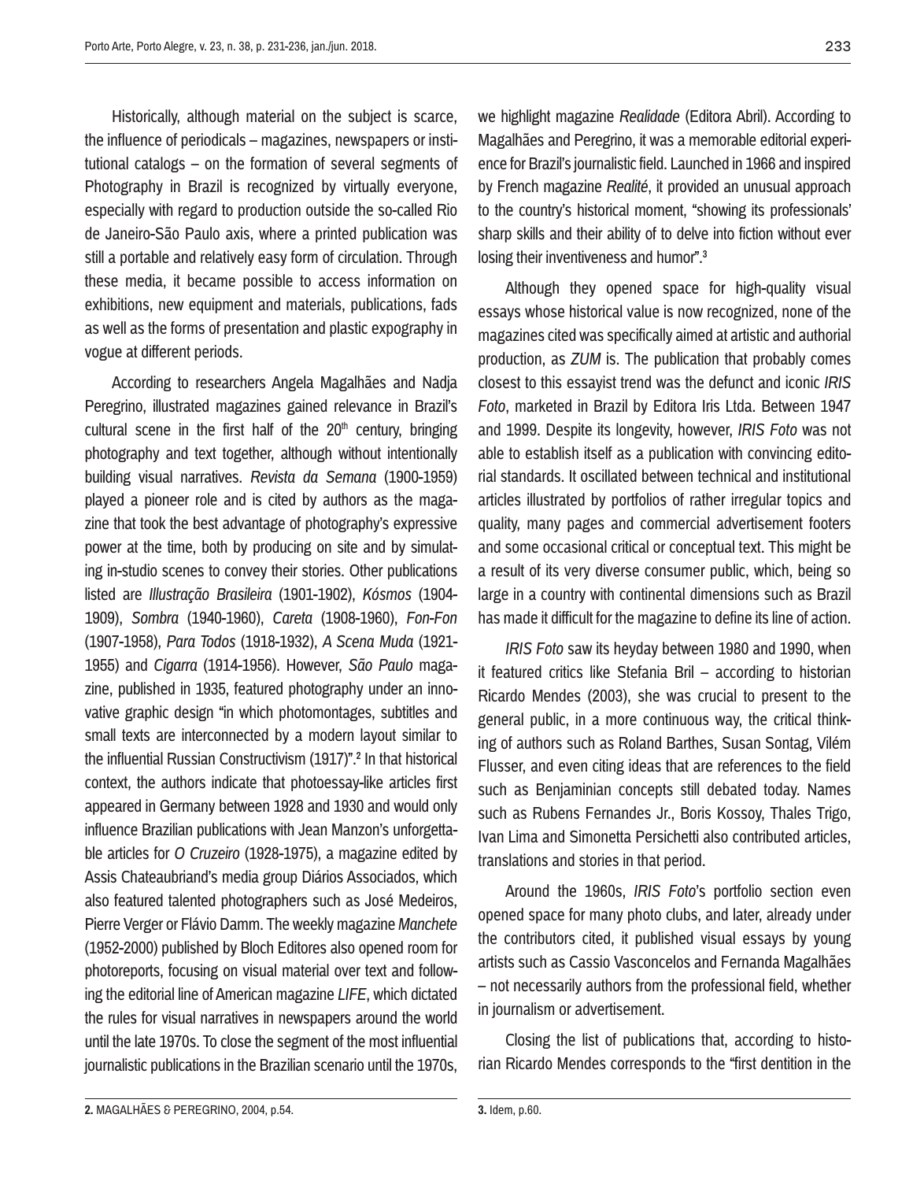Historically, although material on the subject is scarce, the influence of periodicals – magazines, newspapers or institutional catalogs – on the formation of several segments of Photography in Brazil is recognized by virtually everyone, especially with regard to production outside the so-called Rio de Janeiro-São Paulo axis, where a printed publication was still a portable and relatively easy form of circulation. Through these media, it became possible to access information on exhibitions, new equipment and materials, publications, fads as well as the forms of presentation and plastic expography in vogue at different periods.

According to researchers Angela Magalhães and Nadja Peregrino, illustrated magazines gained relevance in Brazil's cultural scene in the first half of the 20th century, bringing photography and text together, although without intentionally building visual narratives. *Revista da Semana* (1900-1959) played a pioneer role and is cited by authors as the magazine that took the best advantage of photography's expressive power at the time, both by producing on site and by simulating in-studio scenes to convey their stories. Other publications listed are *Illustração Brasileira* (1901-1902), *Kósmos* (1904-1909), *Sombra* (1940-1960), *Careta* (1908-1960), *Fon-Fon* (1907-1958), *Para Todos* (1918-1932), *A Scena Muda* (1921-1955) and *Cigarra* (1914-1956). However, *São Paulo* magazine, published in 1935, featured photography under an innovative graphic design "in which photomontages, subtitles and small texts are interconnected by a modern layout similar to the influential Russian Constructivism (1917)".[2] In that historical context, the authors indicate that photoessay-like articles first appeared in Germany between 1928 and 1930 and would only influence Brazilian publications with Jean Manzon's unforgettable articles for *O Cruzeiro* (1928-1975), a magazine edited by Assis Chateaubriand's media group Diários Associados, which also featured talented photographers such as José Medeiros, Pierre Verger or Flávio Damm. The weekly magazine *Manchete* (1952-2000) published by Bloch Editores also opened room for photoreports, focusing on visual material over text and following the editorial line of American magazine *LIFE*, which dictated the rules for visual narratives in newspapers around the world until the late 1970s. To close the segment of the most influential journalistic publications in the Brazilian scenario until the 1970s, we highlight magazine *Realidade* (Editora Abril). According to Magalhães and Peregrino, it was a memorable editorial experience for Brazil's journalistic field. Launched in 1966 and inspired by French magazine *Realité*, it provided an unusual approach to the country's historical moment, "showing its professionals' sharp skills and their ability of to delve into fiction without ever losing their inventiveness and humor".[3]

Although they opened space for high-quality visual essays whose historical value is now recognized, none of the magazines cited was specifically aimed at artistic and authorial production, as *ZUM* is. The publication that probably comes closest to this essayist trend was the defunct and iconic *IRIS Foto*, marketed in Brazil by Editora Iris Ltda. Between 1947 and 1999. Despite its longevity, however, *IRIS Foto* was not able to establish itself as a publication with convincing editorial standards. It oscillated between technical and institutional articles illustrated by portfolios of rather irregular topics and quality, many pages and commercial advertisement footers and some occasional critical or conceptual text. This might be a result of its very diverse consumer public, which, being so large in a country with continental dimensions such as Brazil has made it difficult for the magazine to define its line of action.

*IRIS Foto* saw its heyday between 1980 and 1990, when it featured critics like Stefania Bril – according to historian Ricardo Mendes (2003), she was crucial to present to the general public, in a more continuous way, the critical thinking of authors such as Roland Barthes, Susan Sontag, Vilém Flusser, and even citing ideas that are references to the field such as Benjaminian concepts still debated today. Names such as Rubens Fernandes Jr., Boris Kossoy, Thales Trigo, Ivan Lima and Simonetta Persichetti also contributed articles, translations and stories in that period.

Around the 1960s, *IRIS Foto*'s portfolio section even opened space for many photo clubs, and later, already under the contributors cited, it published visual essays by young artists such as Cassio Vasconcelos and Fernanda Magalhães – not necessarily authors from the professional field, whether in journalism or advertisement.

Closing the list of publications that, according to historian Ricardo Mendes corresponds to the "first dentition in the

**2.** MAGALHÃES & PEREGRINO, 2004, p.54.

**3.** Idem, p.60.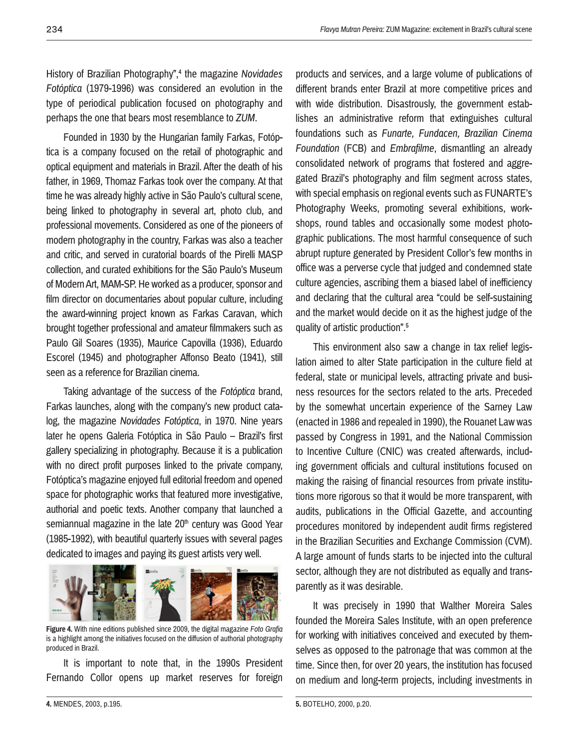History of Brazilian Photography",[4] the magazine *Novidades Fotóptica* (1979-1996) was considered an evolution in the type of periodical publication focused on photography and perhaps the one that bears most resemblance to *ZUM*.

Founded in 1930 by the Hungarian family Farkas, Fotóptica is a company focused on the retail of photographic and optical equipment and materials in Brazil. After the death of his father, in 1969, Thomaz Farkas took over the company. At that time he was already highly active in São Paulo's cultural scene, being linked to photography in several art, photo club, and professional movements. Considered as one of the pioneers of modern photography in the country, Farkas was also a teacher and critic, and served in curatorial boards of the Pirelli MASP collection, and curated exhibitions for the São Paulo's Museum of Modern Art, MAM-SP. He worked as a producer, sponsor and film director on documentaries about popular culture, including the award-winning project known as Farkas Caravan, which brought together professional and amateur filmmakers such as Paulo Gil Soares (1935), Maurice Capovilla (1936), Eduardo Escorel (1945) and photographer Affonso Beato (1941), still seen as a reference for Brazilian cinema.

Taking advantage of the success of the *Fotóptica* brand, Farkas launches, along with the company's new product catalog, the magazine *Novidades Fotóptica*, in 1970. Nine years later he opens Galeria Fotóptica in São Paulo – Brazil's first gallery specializing in photography. Because it is a publication with no direct profit purposes linked to the private company, Fotóptica's magazine enjoyed full editorial freedom and opened space for photographic works that featured more investigative, authorial and poetic texts. Another company that launched a semiannual magazine in the late 20th century was Good Year (1985-1992), with beautiful quarterly issues with several pages dedicated to images and paying its guest artists very well.

**Figure 4.** With nine editions published since 2009, the digital magazine *Foto Grafia* is a highlight among the initiatives focused on the diffusion of authorial photography produced in Brazil.

It is important to note that, in the 1990s President Fernando Collor opens up market reserves for foreign products and services, and a large volume of publications of different brands enter Brazil at more competitive prices and with wide distribution. Disastrously, the government establishes an administrative reform that extinguishes cultural foundations such as *Funarte, Fundacen, Brazilian Cinema Foundation* (FCB) and *Embrafilme*, dismantling an already consolidated network of programs that fostered and aggregated Brazil's photography and film segment across states, with special emphasis on regional events such as FUNARTE's Photography Weeks, promoting several exhibitions, workshops, round tables and occasionally some modest photographic publications. The most harmful consequence of such abrupt rupture generated by President Collor's few months in office was a perverse cycle that judged and condemned state culture agencies, ascribing them a biased label of inefficiency and declaring that the cultural area "could be self-sustaining and the market would decide on it as the highest judge of the quality of artistic production".[5]

This environment also saw a change in tax relief legislation aimed to alter State participation in the culture field at federal, state or municipal levels, attracting private and business resources for the sectors related to the arts. Preceded by the somewhat uncertain experience of the Sarney Law (enacted in 1986 and repealed in 1990), the Rouanet Law was passed by Congress in 1991, and the National Commission to Incentive Culture (CNIC) was created afterwards, including government officials and cultural institutions focused on making the raising of financial resources from private institutions more rigorous so that it would be more transparent, with audits, publications in the Official Gazette, and accounting procedures monitored by independent audit firms registered in the Brazilian Securities and Exchange Commission (CVM). A large amount of funds starts to be injected into the cultural sector, although they are not distributed as equally and transparently as it was desirable.

It was precisely in 1990 that Walther Moreira Sales founded the Moreira Sales Institute, with an open preference for working with initiatives conceived and executed by themselves as opposed to the patronage that was common at the time. Since then, for over 20 years, the institution has focused on medium and long-term projects, including investments in

**4.** MENDES, 2003, p.195.

**5.** BOTELHO, 2000, p.20.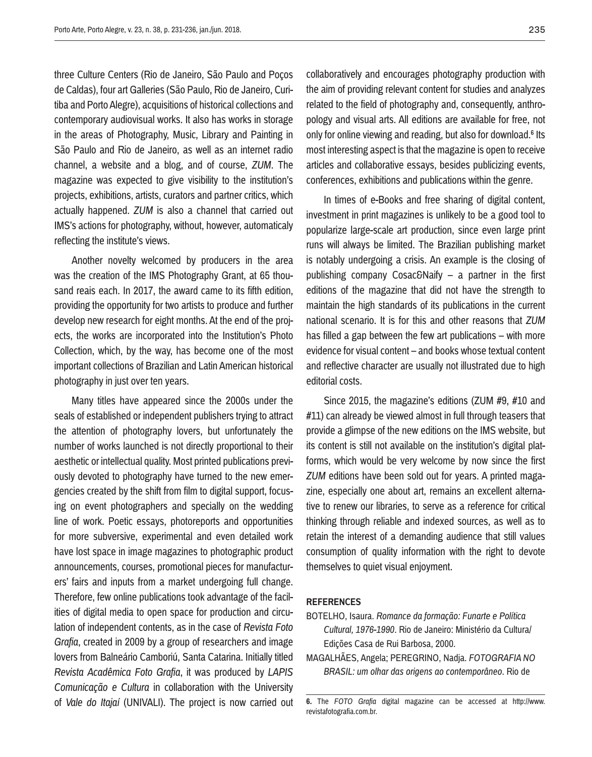three Culture Centers (Rio de Janeiro, São Paulo and Poços de Caldas), four art Galleries (São Paulo, Rio de Janeiro, Curitiba and Porto Alegre), acquisitions of historical collections and contemporary audiovisual works. It also has works in storage in the areas of Photography, Music, Library and Painting in São Paulo and Rio de Janeiro, as well as an internet radio channel, a website and a blog, and of course, *ZUM*. The magazine was expected to give visibility to the institution's projects, exhibitions, artists, curators and partner critics, which actually happened. *ZUM* is also a channel that carried out IMS's actions for photography, without, however, automaticaly reflecting the institute's views.

Another novelty welcomed by producers in the area was the creation of the IMS Photography Grant, at 65 thousand reais each. In 2017, the award came to its fifth edition, providing the opportunity for two artists to produce and further develop new research for eight months. At the end of the projects, the works are incorporated into the Institution's Photo Collection, which, by the way, has become one of the most important collections of Brazilian and Latin American historical photography in just over ten years.

Many titles have appeared since the 2000s under the seals of established or independent publishers trying to attract the attention of photography lovers, but unfortunately the number of works launched is not directly proportional to their aesthetic or intellectual quality. Most printed publications previously devoted to photography have turned to the new emergencies created by the shift from film to digital support, focusing on event photographers and specially on the wedding line of work. Poetic essays, photoreports and opportunities for more subversive, experimental and even detailed work have lost space in image magazines to photographic product announcements, courses, promotional pieces for manufacturers' fairs and inputs from a market undergoing full change. Therefore, few online publications took advantage of the facilities of digital media to open space for production and circulation of independent contents, as in the case of *Revista Foto Grafia*, created in 2009 by a group of researchers and image lovers from Balneário Camboriú, Santa Catarina. Initially titled *Revista Acadêmica Foto Grafia*, it was produced by *LAPIS Comunicação e Cultura* in collaboration with the University of *Vale do Itajaí* (UNIVALI). The project is now carried out collaboratively and encourages photography production with the aim of providing relevant content for studies and analyzes related to the field of photography and, consequently, anthropology and visual arts. All editions are available for free, not only for online viewing and reading, but also for download.[6] Its most interesting aspect is that the magazine is open to receive articles and collaborative essays, besides publicizing events, conferences, exhibitions and publications within the genre.

In times of e-Books and free sharing of digital content, investment in print magazines is unlikely to be a good tool to popularize large-scale art production, since even large print runs will always be limited. The Brazilian publishing market is notably undergoing a crisis. An example is the closing of publishing company Cosac&Naify – a partner in the first editions of the magazine that did not have the strength to maintain the high standards of its publications in the current national scenario. It is for this and other reasons that *ZUM* has filled a gap between the few art publications – with more evidence for visual content – and books whose textual content and reflective character are usually not illustrated due to high editorial costs.

Since 2015, the magazine's editions (ZUM #9, #10 and #11) can already be viewed almost in full through teasers that provide a glimpse of the new editions on the IMS website, but its content is still not available on the institution's digital platforms, which would be very welcome by now since the first *ZUM* editions have been sold out for years. A printed magazine, especially one about art, remains an excellent alternative to renew our libraries, to serve as a reference for critical thinking through reliable and indexed sources, as well as to retain the interest of a demanding audience that still values consumption of quality information with the right to devote themselves to quiet visual enjoyment.

## REFERENCES

BOTELHO, Isaura. *Romance da formação: Funarte e Política Cultural, 1976-1990*. Rio de Janeiro: Ministério da Cultura/ Edições Casa de Rui Barbosa, 2000.

MAGALHÃES, Angela; PEREGRINO, Nadja. *FOTOGRAFIA NO BRASIL: um olhar das origens ao contemporâneo*. Rio de

**6.** The *FOTO Grafia* digital magazine can be accessed at http://www.revistafotografia.com.br.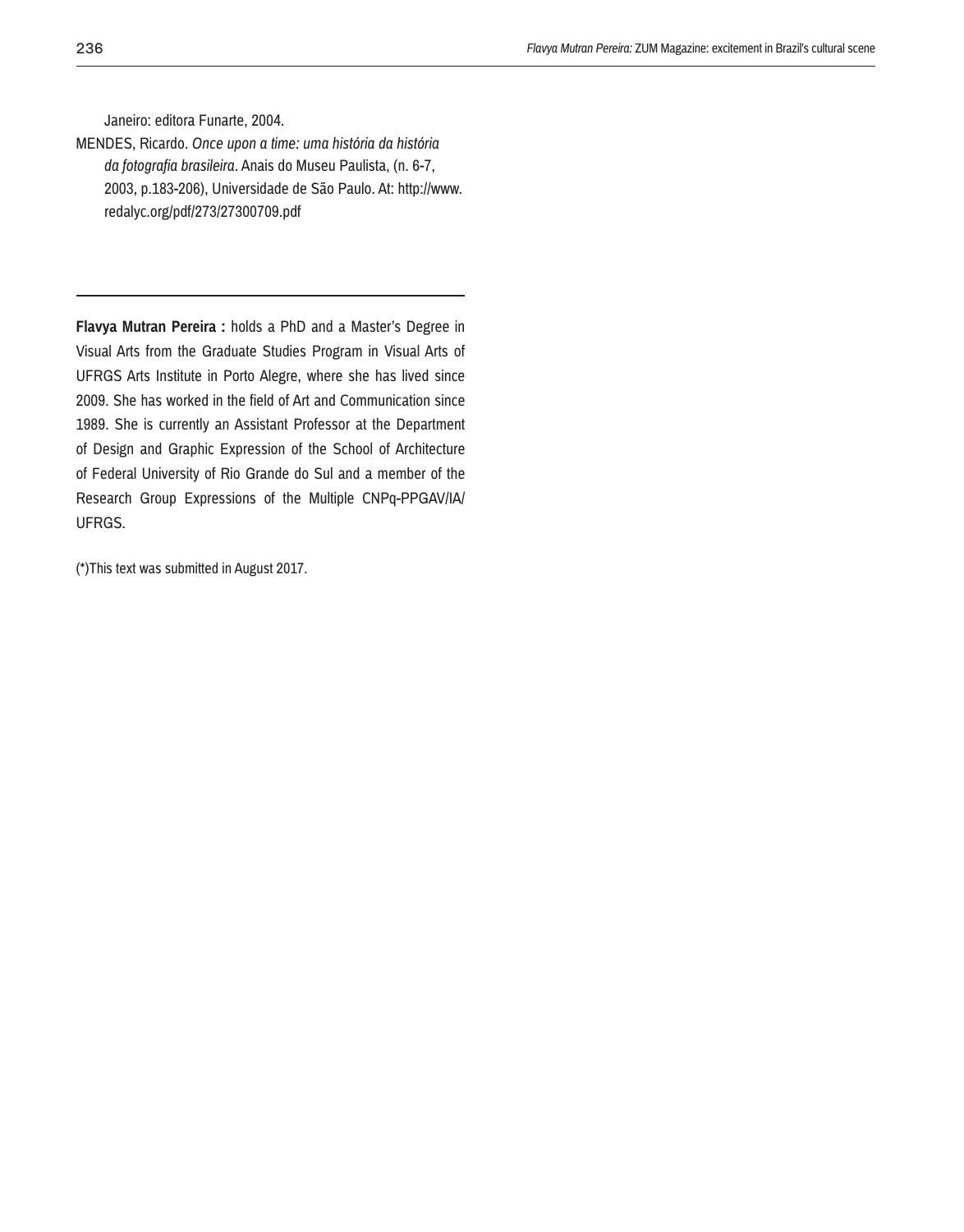Janeiro: editora Funarte, 2004.

MENDES, Ricardo. *Once upon a time: uma história da história da fotografia brasileira*. Anais do Museu Paulista, (n. 6-7, 2003, p.183-206), Universidade de São Paulo. At: http://www.redalyc.org/pdf/273/27300709.pdf

---

**Flavya Mutran Pereira :** holds a PhD and a Master's Degree in Visual Arts from the Graduate Studies Program in Visual Arts of UFRGS Arts Institute in Porto Alegre, where she has lived since 2009. She has worked in the field of Art and Communication since 1989. She is currently an Assistant Professor at the Department of Design and Graphic Expression of the School of Architecture of Federal University of Rio Grande do Sul and a member of the Research Group Expressions of the Multiple CNPq-PPGAV/IA/UFRGS.

(*)This text was submitted in August 2017.